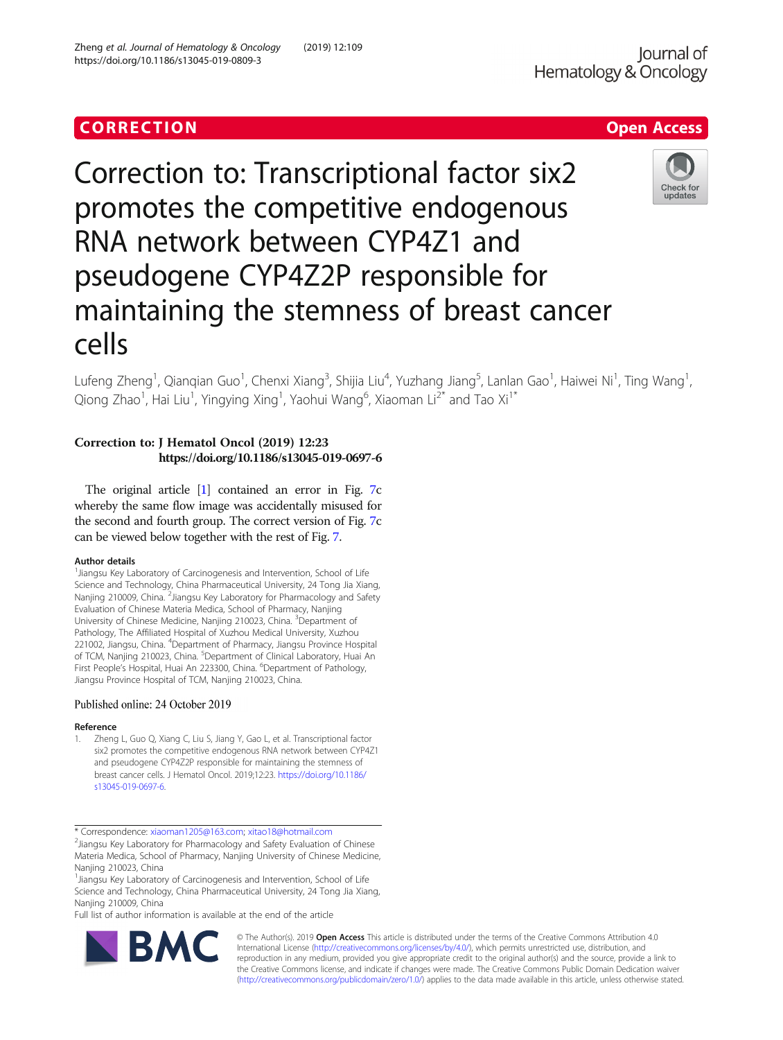CORRECTION

Open Access

# Correction to: Transcriptional factor six2 promotes the competitive endogenous RNA network between CYP4Z1 and pseudogene CYP4Z2P responsible for maintaining the stemness of breast cancer cells

Lufeng Zheng[1], Qianqian Guo[1], Chenxi Xiang[3], Shijia Liu[4], Yuzhang Jiang[5], Lanlan Gao[1], Haiwei Ni[1], Ting Wang[1], Qiong Zhao[1], Hai Liu[1], Yingying Xing[1], Yaohui Wang[6], Xiaoman Li[2*] and Tao Xi[1*]

**Correction to: J Hematol Oncol (2019) 12:23**
**https://doi.org/10.1186/s13045-019-0697-6**

The original article [1] contained an error in Fig. 7c whereby the same flow image was accidentally misused for the second and fourth group. The correct version of Fig. 7c can be viewed below together with the rest of Fig. 7.

### Author details

[1]Jiangsu Key Laboratory of Carcinogenesis and Intervention, School of Life Science and Technology, China Pharmaceutical University, 24 Tong Jia Xiang, Nanjing 210009, China. [2]Jiangsu Key Laboratory for Pharmacology and Safety Evaluation of Chinese Materia Medica, School of Pharmacy, Nanjing University of Chinese Medicine, Nanjing 210023, China. [3]Department of Pathology, The Affiliated Hospital of Xuzhou Medical University, Xuzhou 221002, Jiangsu, China. [4]Department of Pharmacy, Jiangsu Province Hospital of TCM, Nanjing 210023, China. [5]Department of Clinical Laboratory, Huai An First People's Hospital, Huai An 223300, China. [6]Department of Pathology, Jiangsu Province Hospital of TCM, Nanjing 210023, China.

Published online: 24 October 2019

### Reference

1. Zheng L, Guo Q, Xiang C, Liu S, Jiang Y, Gao L, et al. Transcriptional factor six2 promotes the competitive endogenous RNA network between CYP4Z1 and pseudogene CYP4Z2P responsible for maintaining the stemness of breast cancer cells. J Hematol Oncol. 2019;12:23. https://doi.org/10.1186/s13045-019-0697-6.

* Correspondence: xiaoman1205@163.com; xitao18@hotmail.com
[2]Jiangsu Key Laboratory for Pharmacology and Safety Evaluation of Chinese Materia Medica, School of Pharmacy, Nanjing University of Chinese Medicine, Nanjing 210023, China
[1]Jiangsu Key Laboratory of Carcinogenesis and Intervention, School of Life Science and Technology, China Pharmaceutical University, 24 Tong Jia Xiang, Nanjing 210009, China
Full list of author information is available at the end of the article

© The Author(s). 2019 **Open Access** This article is distributed under the terms of the Creative Commons Attribution 4.0 International License (http://creativecommons.org/licenses/by/4.0/), which permits unrestricted use, distribution, and reproduction in any medium, provided you give appropriate credit to the original author(s) and the source, provide a link to the Creative Commons license, and indicate if changes were made. The Creative Commons Public Domain Dedication waiver (http://creativecommons.org/publicdomain/zero/1.0/) applies to the data made available in this article, unless otherwise stated.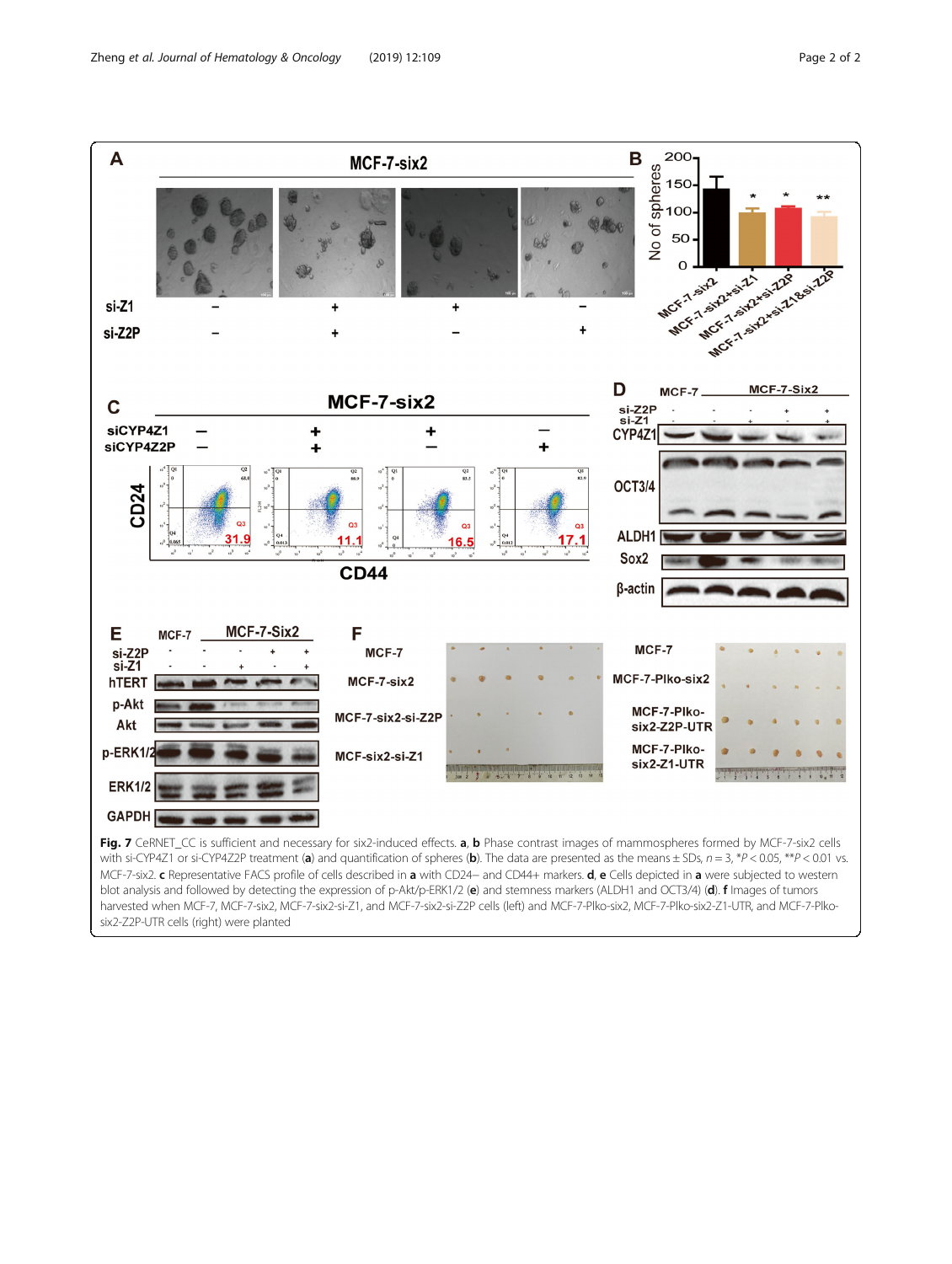**Fig. 7** CeRNET_CC is sufficient and necessary for six2-induced effects. **a**, **b** Phase contrast images of mammospheres formed by MCF-7-six2 cells with si-CYP4Z1 or si-CYP4Z2P treatment (**a**) and quantification of spheres (**b**). The data are presented as the means ± SDs, $n = 3$, \*$P < 0.05$, \*\*$P < 0.01$ vs. MCF-7-six2. **c** Representative FACS profile of cells described in **a** with CD24− and CD44+ markers. **d**, **e** Cells depicted in **a** were subjected to western blot analysis and followed by detecting the expression of p-Akt/p-ERK1/2 (**e**) and stemness markers (ALDH1 and OCT3/4) (**d**). **f** Images of tumors harvested when MCF-7, MCF-7-six2, MCF-7-six2-si-Z1, and MCF-7-six2-si-Z2P cells (left) and MCF-7-Plko-six2, MCF-7-Plko-six2-Z1-UTR, and MCF-7-Plko-six2-Z2P-UTR cells (right) were planted